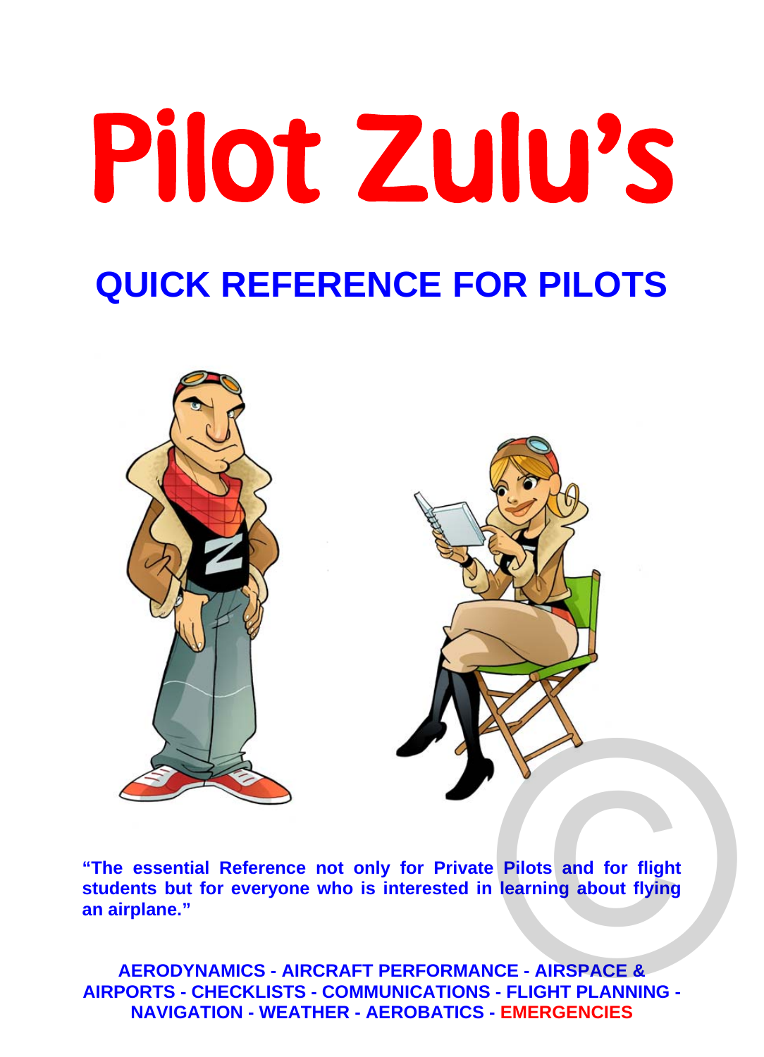# Pilot Zulu's

## QUICK REFERENCE FOR PILOTS

**"The essential Reference not only for Private Pilots and for flight students but for everyone who is interested in learning about flying an airplane."**

**AERODYNAMICS - AIRCRAFT PERFORMANCE - AIRSPACE & AIRPORTS - CHECKLISTS - COMMUNICATIONS - FLIGHT PLANNING - NAVIGATION - WEATHER - AEROBATICS - EMERGENCIES**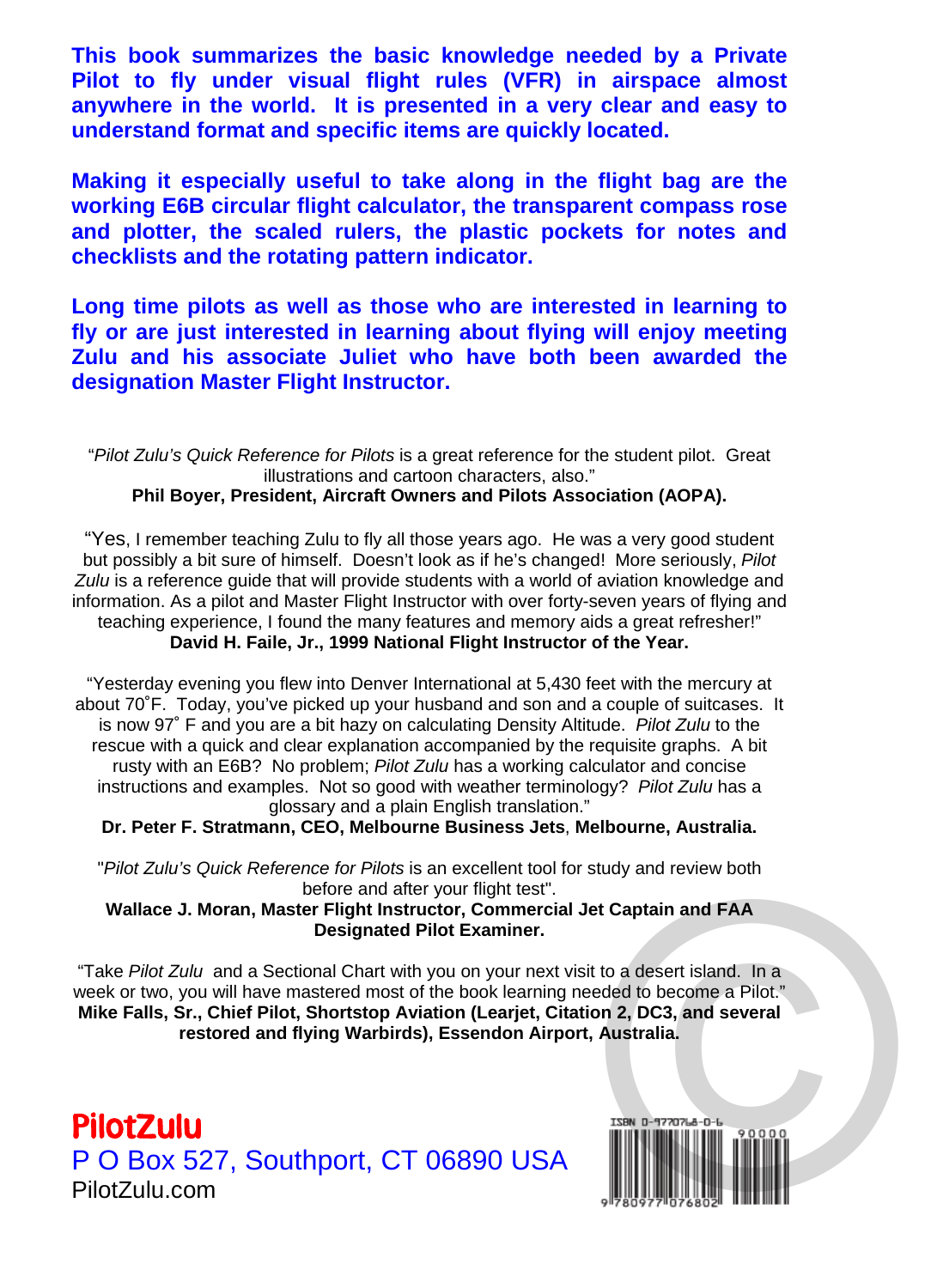**This book summarizes the basic knowledge needed by a Private Pilot to fly under visual flight rules (VFR) in airspace almost anywhere in the world. It is presented in a very clear and easy to understand format and specific items are quickly located.**

**Making it especially useful to take along in the flight bag are the working E6B circular flight calculator, the transparent compass rose and plotter, the scaled rulers, the plastic pockets for notes and checklists and the rotating pattern indicator.**

**Long time pilots as well as those who are interested in learning to fly or are just interested in learning about flying will enjoy meeting Zulu and his associate Juliet who have both been awarded the designation Master Flight Instructor.**

"*Pilot Zulu's Quick Reference for Pilots* is a great reference for the student pilot. Great illustrations and cartoon characters, also."
**Phil Boyer, President, Aircraft Owners and Pilots Association (AOPA).**

"Yes, I remember teaching Zulu to fly all those years ago. He was a very good student but possibly a bit sure of himself. Doesn't look as if he's changed! More seriously, *Pilot Zulu* is a reference guide that will provide students with a world of aviation knowledge and information. As a pilot and Master Flight Instructor with over forty-seven years of flying and teaching experience, I found the many features and memory aids a great refresher!"
**David H. Faile, Jr., 1999 National Flight Instructor of the Year.**

"Yesterday evening you flew into Denver International at 5,430 feet with the mercury at about 70˚F. Today, you've picked up your husband and son and a couple of suitcases. It is now 97˚ F and you are a bit hazy on calculating Density Altitude. *Pilot Zulu* to the rescue with a quick and clear explanation accompanied by the requisite graphs. A bit rusty with an E6B? No problem; *Pilot Zulu* has a working calculator and concise instructions and examples. Not so good with weather terminology? *Pilot Zulu* has a glossary and a plain English translation."
**Dr. Peter F. Stratmann, CEO, Melbourne Business Jets, Melbourne, Australia.**

"*Pilot Zulu's Quick Reference for Pilots* is an excellent tool for study and review both before and after your flight test".
**Wallace J. Moran, Master Flight Instructor, Commercial Jet Captain and FAA Designated Pilot Examiner.**

"Take *Pilot Zulu* and a Sectional Chart with you on your next visit to a desert island. In a week or two, you will have mastered most of the book learning needed to become a Pilot."
**Mike Falls, Sr., Chief Pilot, Shortstop Aviation (Learjet, Citation 2, DC3, and several restored and flying Warbirds), Essendon Airport, Australia.**

**PilotZulu**
P O Box 527, Southport, CT 06890 USA
PilotZulu.com

ISBN 0-9770768-0-6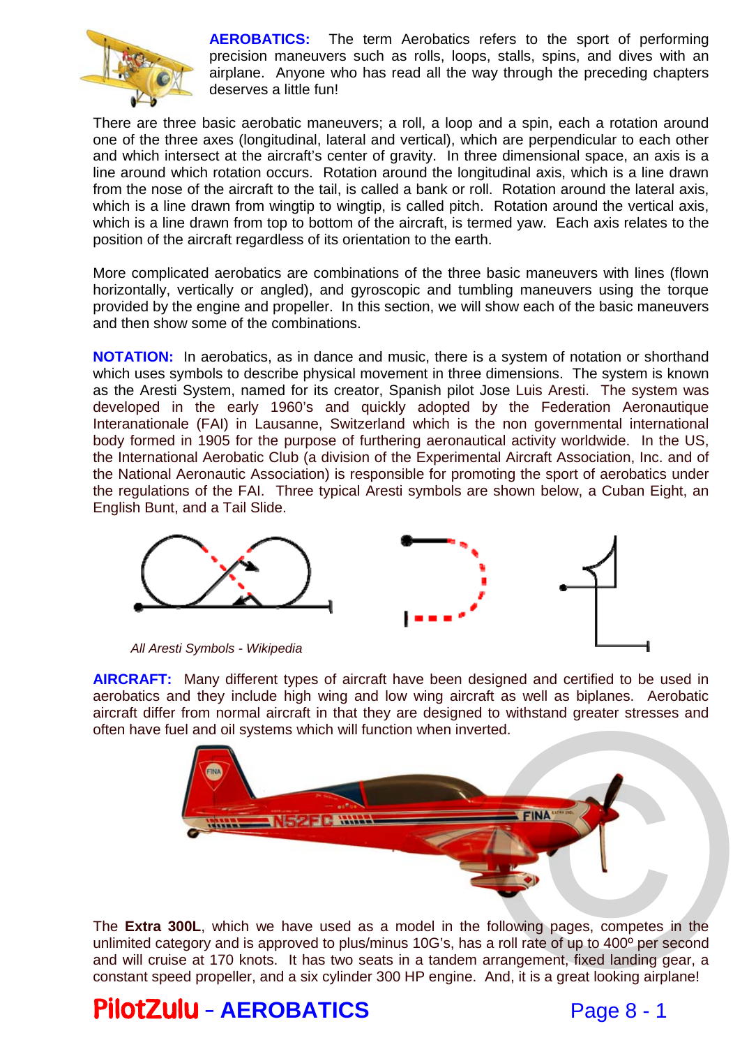**AEROBATICS:** The term Aerobatics refers to the sport of performing precision maneuvers such as rolls, loops, stalls, spins, and dives with an airplane. Anyone who has read all the way through the preceding chapters deserves a little fun!

There are three basic aerobatic maneuvers; a roll, a loop and a spin, each a rotation around one of the three axes (longitudinal, lateral and vertical), which are perpendicular to each other and which intersect at the aircraft's center of gravity. In three dimensional space, an axis is a line around which rotation occurs. Rotation around the longitudinal axis, which is a line drawn from the nose of the aircraft to the tail, is called a bank or roll. Rotation around the lateral axis, which is a line drawn from wingtip to wingtip, is called pitch. Rotation around the vertical axis, which is a line drawn from top to bottom of the aircraft, is termed yaw. Each axis relates to the position of the aircraft regardless of its orientation to the earth.

More complicated aerobatics are combinations of the three basic maneuvers with lines (flown horizontally, vertically or angled), and gyroscopic and tumbling maneuvers using the torque provided by the engine and propeller. In this section, we will show each of the basic maneuvers and then show some of the combinations.

**NOTATION:** In aerobatics, as in dance and music, there is a system of notation or shorthand which uses symbols to describe physical movement in three dimensions. The system is known as the Aresti System, named for its creator, Spanish pilot Jose Luis Aresti. The system was developed in the early 1960's and quickly adopted by the Federation Aeronautique Interanationale (FAI) in Lausanne, Switzerland which is the non governmental international body formed in 1905 for the purpose of furthering aeronautical activity worldwide. In the US, the International Aerobatic Club (a division of the Experimental Aircraft Association, Inc. and of the National Aeronautic Association) is responsible for promoting the sport of aerobatics under the regulations of the FAI. Three typical Aresti symbols are shown below, a Cuban Eight, an English Bunt, and a Tail Slide.

*All Aresti Symbols - Wikipedia*

**AIRCRAFT:** Many different types of aircraft have been designed and certified to be used in aerobatics and they include high wing and low wing aircraft as well as biplanes. Aerobatic aircraft differ from normal aircraft in that they are designed to withstand greater stresses and often have fuel and oil systems which will function when inverted.

The **Extra 300L**, which we have used as a model in the following pages, competes in the unlimited category and is approved to plus/minus 10G's, has a roll rate of up to 400º per second and will cruise at 170 knots. It has two seats in a tandem arrangement, fixed landing gear, a constant speed propeller, and a six cylinder 300 HP engine. And, it is a great looking airplane!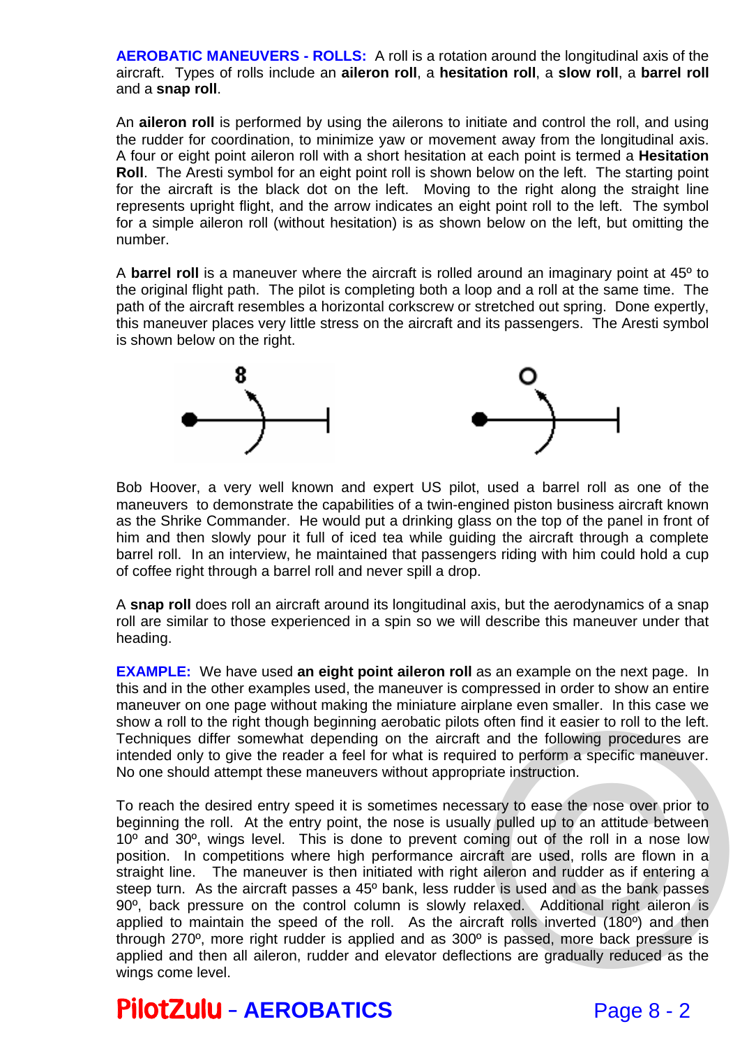**AEROBATIC MANEUVERS - ROLLS:** A roll is a rotation around the longitudinal axis of the aircraft. Types of rolls include an **aileron roll**, a **hesitation roll**, a **slow roll**, a **barrel roll** and a **snap roll**.

An **aileron roll** is performed by using the ailerons to initiate and control the roll, and using the rudder for coordination, to minimize yaw or movement away from the longitudinal axis. A four or eight point aileron roll with a short hesitation at each point is termed a **Hesitation Roll**. The Aresti symbol for an eight point roll is shown below on the left. The starting point for the aircraft is the black dot on the left. Moving to the right along the straight line represents upright flight, and the arrow indicates an eight point roll to the left. The symbol for a simple aileron roll (without hesitation) is as shown below on the left, but omitting the number.

A **barrel roll** is a maneuver where the aircraft is rolled around an imaginary point at 45º to the original flight path. The pilot is completing both a loop and a roll at the same time. The path of the aircraft resembles a horizontal corkscrew or stretched out spring. Done expertly, this maneuver places very little stress on the aircraft and its passengers. The Aresti symbol is shown below on the right.

Bob Hoover, a very well known and expert US pilot, used a barrel roll as one of the maneuvers to demonstrate the capabilities of a twin-engined piston business aircraft known as the Shrike Commander. He would put a drinking glass on the top of the panel in front of him and then slowly pour it full of iced tea while guiding the aircraft through a complete barrel roll. In an interview, he maintained that passengers riding with him could hold a cup of coffee right through a barrel roll and never spill a drop.

A **snap roll** does roll an aircraft around its longitudinal axis, but the aerodynamics of a snap roll are similar to those experienced in a spin so we will describe this maneuver under that heading.

**EXAMPLE:** We have used **an eight point aileron roll** as an example on the next page. In this and in the other examples used, the maneuver is compressed in order to show an entire maneuver on one page without making the miniature airplane even smaller. In this case we show a roll to the right though beginning aerobatic pilots often find it easier to roll to the left. Techniques differ somewhat depending on the aircraft and the following procedures are intended only to give the reader a feel for what is required to perform a specific maneuver. No one should attempt these maneuvers without appropriate instruction.

To reach the desired entry speed it is sometimes necessary to ease the nose over prior to beginning the roll. At the entry point, the nose is usually pulled up to an attitude between 10º and 30º, wings level. This is done to prevent coming out of the roll in a nose low position. In competitions where high performance aircraft are used, rolls are flown in a straight line. The maneuver is then initiated with right aileron and rudder as if entering a steep turn. As the aircraft passes a 45º bank, less rudder is used and as the bank passes 90º, back pressure on the control column is slowly relaxed. Additional right aileron is applied to maintain the speed of the roll. As the aircraft rolls inverted (180º) and then through 270º, more right rudder is applied and as 300º is passed, more back pressure is applied and then all aileron, rudder and elevator deflections are gradually reduced as the wings come level.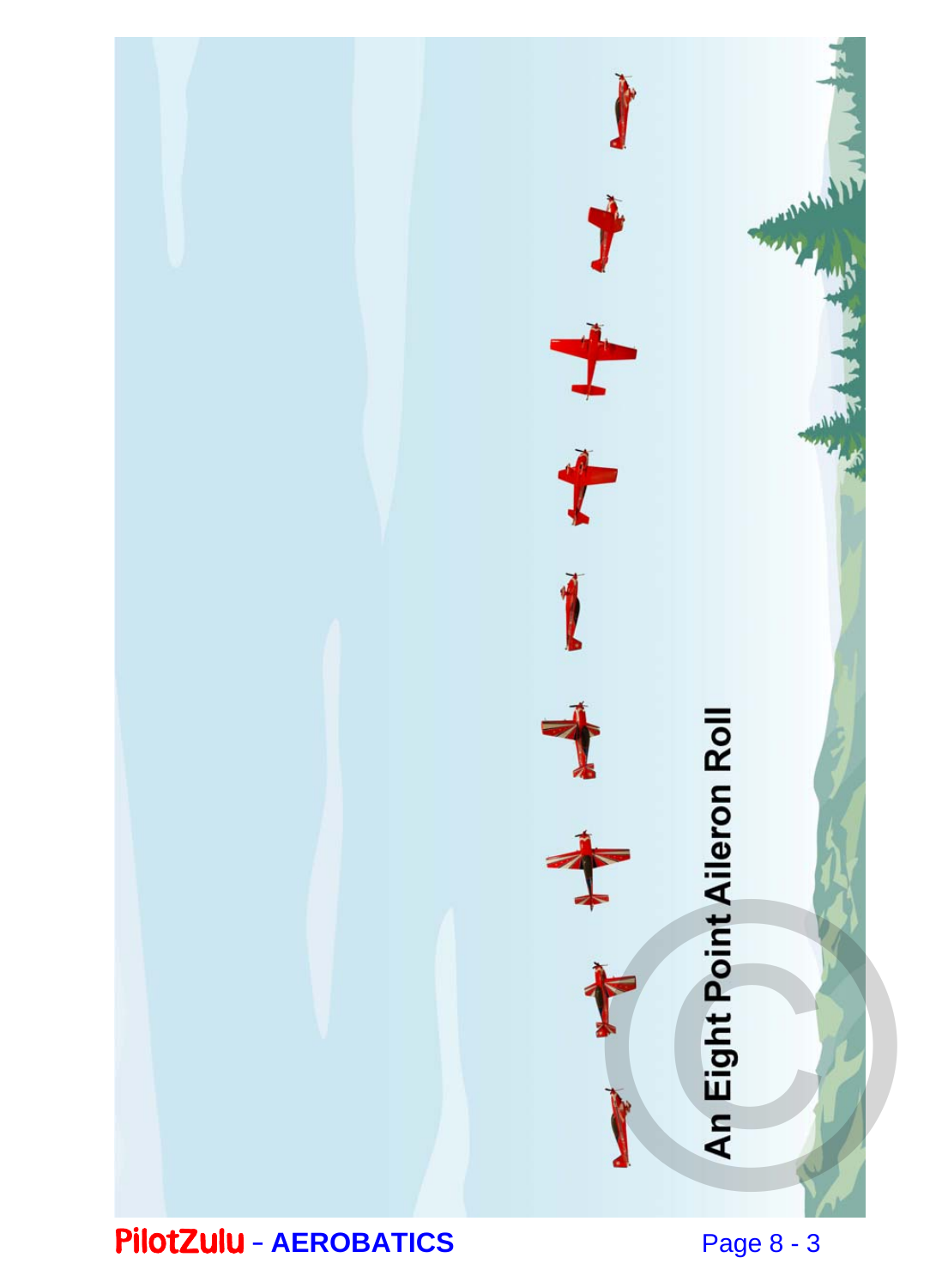An Eight Point Aileron Roll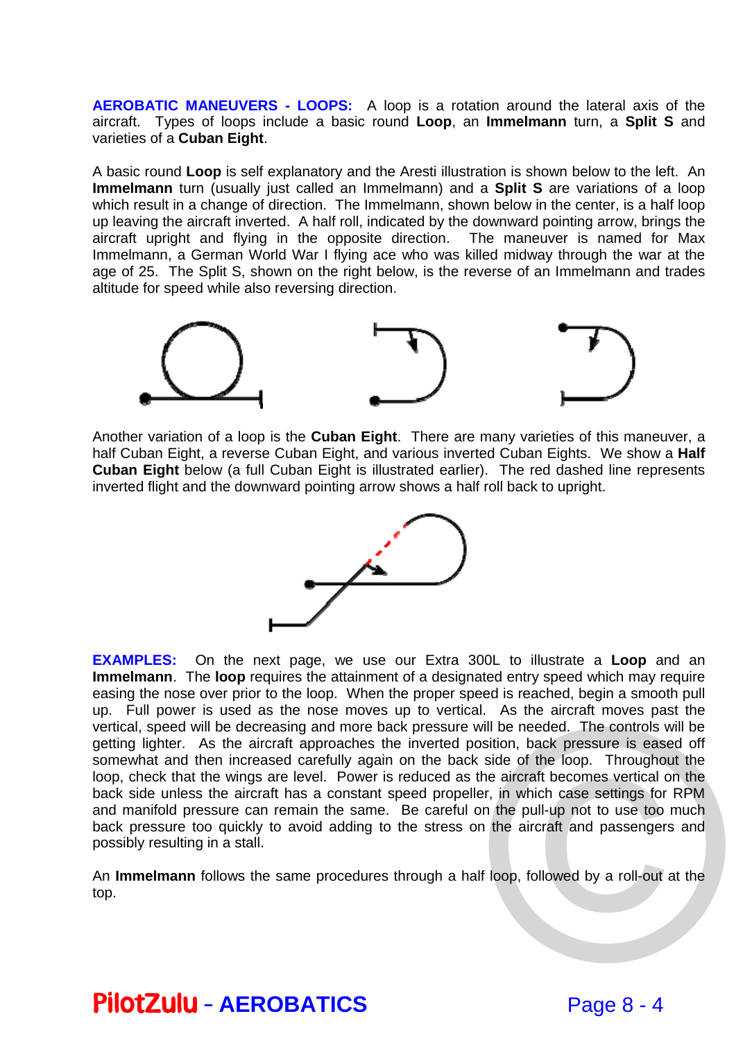**AEROBATIC MANEUVERS - LOOPS:** A loop is a rotation around the lateral axis of the aircraft. Types of loops include a basic round **Loop**, an **Immelmann** turn, a **Split S** and varieties of a **Cuban Eight**.

A basic round **Loop** is self explanatory and the Aresti illustration is shown below to the left. An **Immelmann** turn (usually just called an Immelmann) and a **Split S** are variations of a loop which result in a change of direction. The Immelmann, shown below in the center, is a half loop up leaving the aircraft inverted. A half roll, indicated by the downward pointing arrow, brings the aircraft upright and flying in the opposite direction. The maneuver is named for Max Immelmann, a German World War I flying ace who was killed midway through the war at the age of 25. The Split S, shown on the right below, is the reverse of an Immelmann and trades altitude for speed while also reversing direction.

Another variation of a loop is the **Cuban Eight**. There are many varieties of this maneuver, a half Cuban Eight, a reverse Cuban Eight, and various inverted Cuban Eights. We show a **Half Cuban Eight** below (a full Cuban Eight is illustrated earlier). The red dashed line represents inverted flight and the downward pointing arrow shows a half roll back to upright.

**EXAMPLES:** On the next page, we use our Extra 300L to illustrate a **Loop** and an **Immelmann**. The **loop** requires the attainment of a designated entry speed which may require easing the nose over prior to the loop. When the proper speed is reached, begin a smooth pull up. Full power is used as the nose moves up to vertical. As the aircraft moves past the vertical, speed will be decreasing and more back pressure will be needed. The controls will be getting lighter. As the aircraft approaches the inverted position, back pressure is eased off somewhat and then increased carefully again on the back side of the loop. Throughout the loop, check that the wings are level. Power is reduced as the aircraft becomes vertical on the back side unless the aircraft has a constant speed propeller, in which case settings for RPM and manifold pressure can remain the same. Be careful on the pull-up not to use too much back pressure too quickly to avoid adding to the stress on the aircraft and passengers and possibly resulting in a stall.

An **Immelmann** follows the same procedures through a half loop, followed by a roll-out at the top.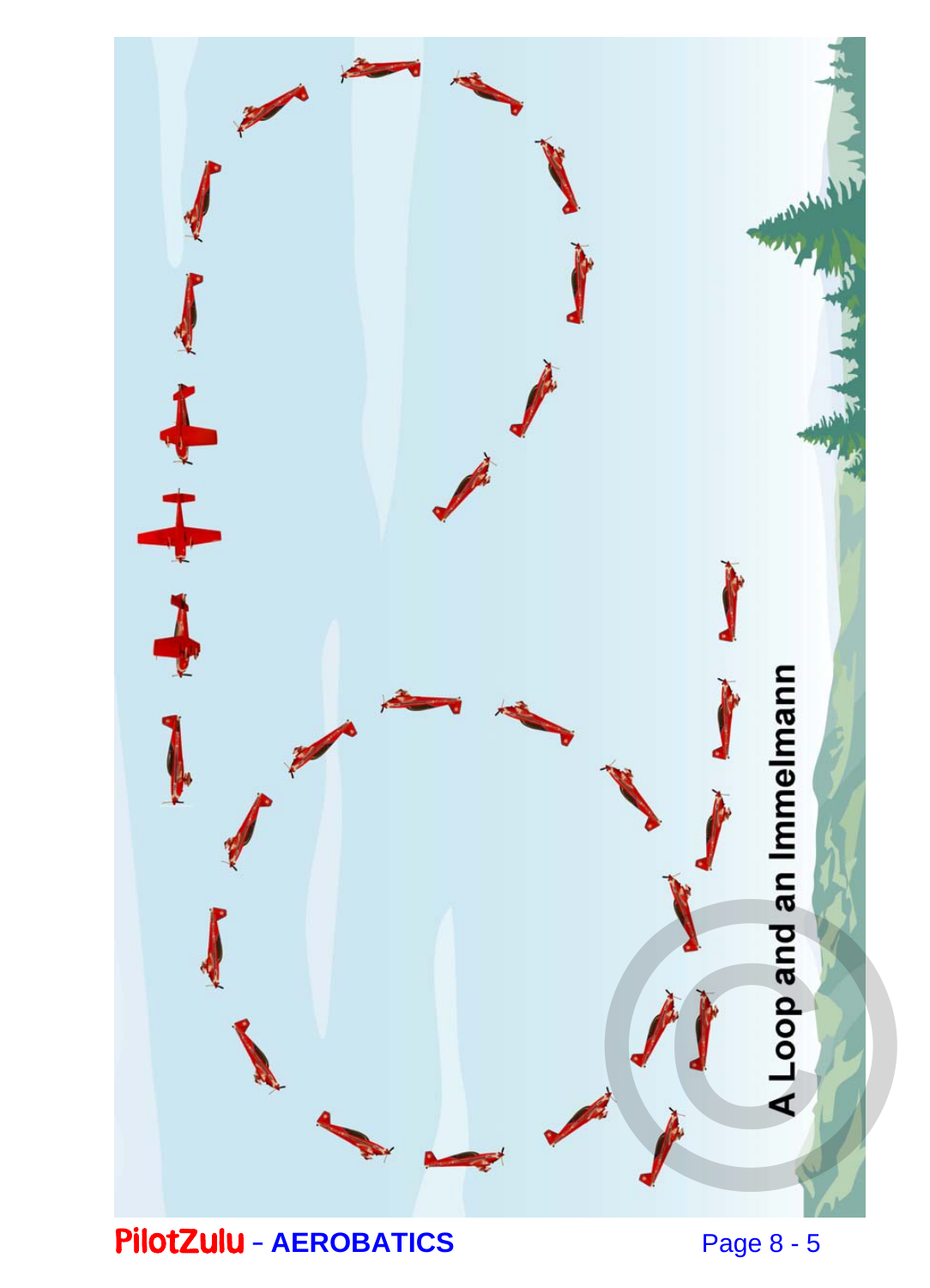A Loop and an Immelmann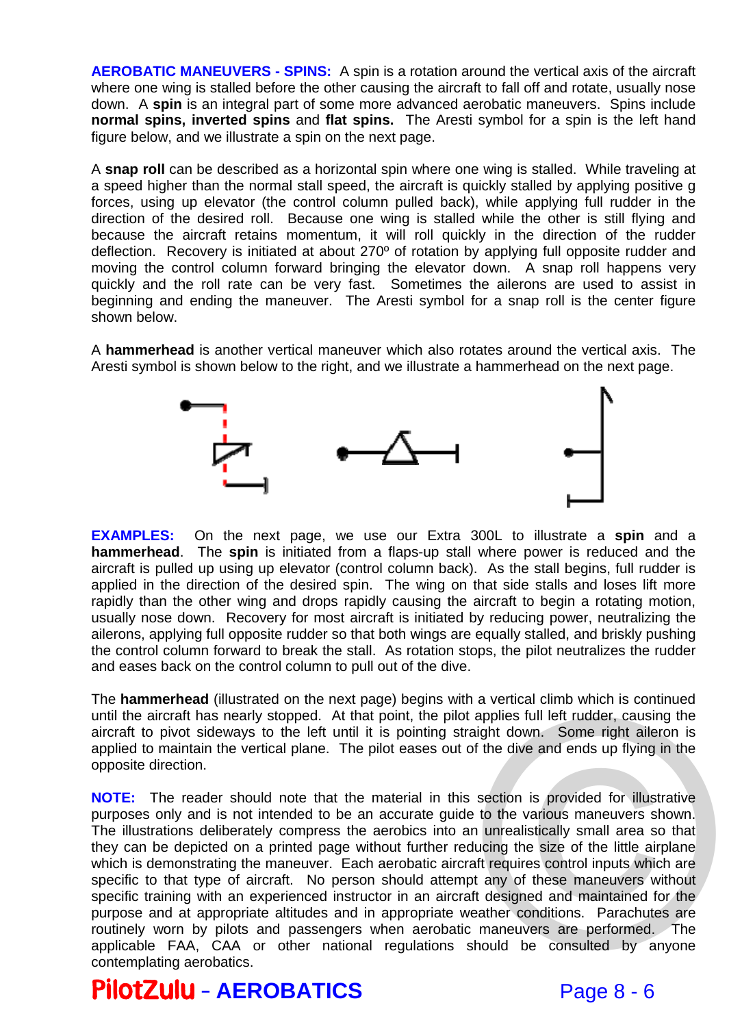**AEROBATIC MANEUVERS - SPINS:** A spin is a rotation around the vertical axis of the aircraft where one wing is stalled before the other causing the aircraft to fall off and rotate, usually nose down. A **spin** is an integral part of some more advanced aerobatic maneuvers. Spins include **normal spins, inverted spins** and **flat spins.** The Aresti symbol for a spin is the left hand figure below, and we illustrate a spin on the next page.

A **snap roll** can be described as a horizontal spin where one wing is stalled. While traveling at a speed higher than the normal stall speed, the aircraft is quickly stalled by applying positive g forces, using up elevator (the control column pulled back), while applying full rudder in the direction of the desired roll. Because one wing is stalled while the other is still flying and because the aircraft retains momentum, it will roll quickly in the direction of the rudder deflection. Recovery is initiated at about 270º of rotation by applying full opposite rudder and moving the control column forward bringing the elevator down. A snap roll happens very quickly and the roll rate can be very fast. Sometimes the ailerons are used to assist in beginning and ending the maneuver. The Aresti symbol for a snap roll is the center figure shown below.

A **hammerhead** is another vertical maneuver which also rotates around the vertical axis. The Aresti symbol is shown below to the right, and we illustrate a hammerhead on the next page.

**EXAMPLES:** On the next page, we use our Extra 300L to illustrate a **spin** and a **hammerhead**. The **spin** is initiated from a flaps-up stall where power is reduced and the aircraft is pulled up using up elevator (control column back). As the stall begins, full rudder is applied in the direction of the desired spin. The wing on that side stalls and loses lift more rapidly than the other wing and drops rapidly causing the aircraft to begin a rotating motion, usually nose down. Recovery for most aircraft is initiated by reducing power, neutralizing the ailerons, applying full opposite rudder so that both wings are equally stalled, and briskly pushing the control column forward to break the stall. As rotation stops, the pilot neutralizes the rudder and eases back on the control column to pull out of the dive.

The **hammerhead** (illustrated on the next page) begins with a vertical climb which is continued until the aircraft has nearly stopped. At that point, the pilot applies full left rudder, causing the aircraft to pivot sideways to the left until it is pointing straight down. Some right aileron is applied to maintain the vertical plane. The pilot eases out of the dive and ends up flying in the opposite direction.

**NOTE:** The reader should note that the material in this section is provided for illustrative purposes only and is not intended to be an accurate guide to the various maneuvers shown. The illustrations deliberately compress the aerobics into an unrealistically small area so that they can be depicted on a printed page without further reducing the size of the little airplane which is demonstrating the maneuver. Each aerobatic aircraft requires control inputs which are specific to that type of aircraft. No person should attempt any of these maneuvers without specific training with an experienced instructor in an aircraft designed and maintained for the purpose and at appropriate altitudes and in appropriate weather conditions. Parachutes are routinely worn by pilots and passengers when aerobatic maneuvers are performed. The applicable FAA, CAA or other national regulations should be consulted by anyone contemplating aerobatics.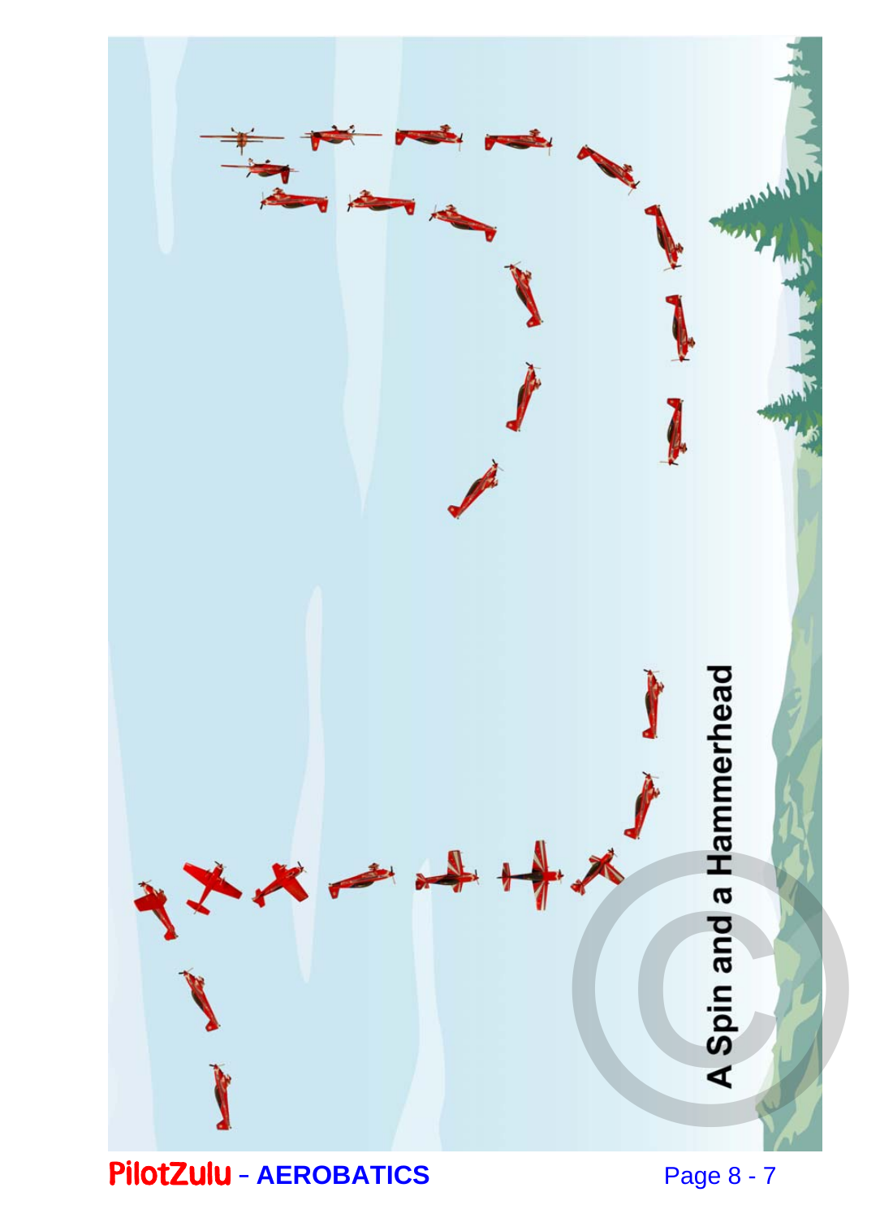A Spin and a Hammerhead